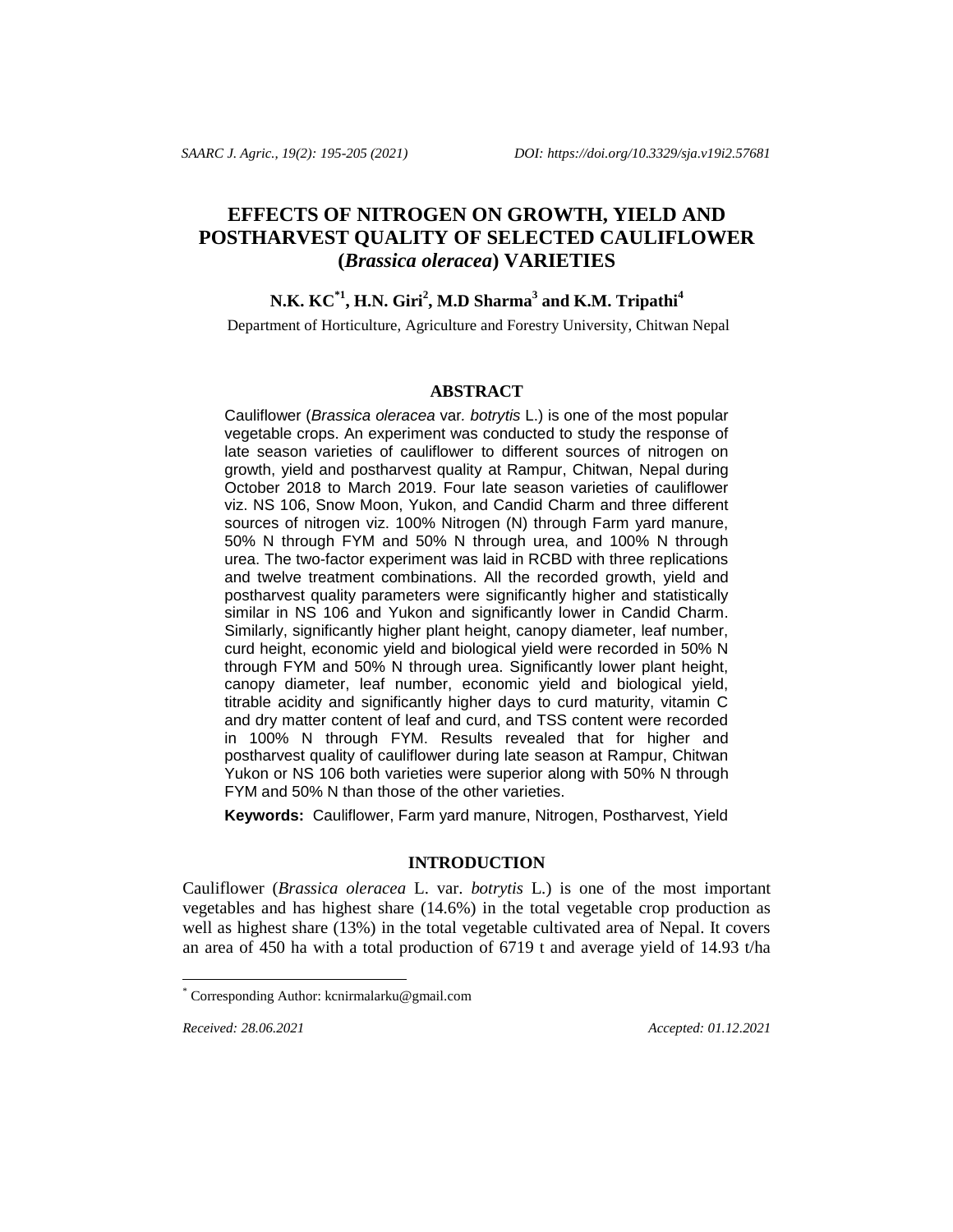# EFFECTS OF NITROGEN ON GROWTH, YIELD AND POSTHARVEST QUALITY OF SELECTED CAULIFLOWER (*Brassica oleracea*) VARIETIES

**N.K. KC[*1], H.N. Giri[2], M.D Sharma[3] and K.M. Tripathi[4]**

Department of Horticulture, Agriculture and Forestry University, Chitwan Nepal

## ABSTRACT

Cauliflower (*Brassica oleracea* var. *botrytis* L.) is one of the most popular vegetable crops. An experiment was conducted to study the response of late season varieties of cauliflower to different sources of nitrogen on growth, yield and postharvest quality at Rampur, Chitwan, Nepal during October 2018 to March 2019. Four late season varieties of cauliflower viz. NS 106, Snow Moon, Yukon, and Candid Charm and three different sources of nitrogen viz. 100% Nitrogen (N) through Farm yard manure, 50% N through FYM and 50% N through urea, and 100% N through urea. The two-factor experiment was laid in RCBD with three replications and twelve treatment combinations. All the recorded growth, yield and postharvest quality parameters were significantly higher and statistically similar in NS 106 and Yukon and significantly lower in Candid Charm. Similarly, significantly higher plant height, canopy diameter, leaf number, curd height, economic yield and biological yield were recorded in 50% N through FYM and 50% N through urea. Significantly lower plant height, canopy diameter, leaf number, economic yield and biological yield, titrable acidity and significantly higher days to curd maturity, vitamin C and dry matter content of leaf and curd, and TSS content were recorded in 100% N through FYM. Results revealed that for higher and postharvest quality of cauliflower during late season at Rampur, Chitwan Yukon or NS 106 both varieties were superior along with 50% N through FYM and 50% N than those of the other varieties.

**Keywords:** Cauliflower, Farm yard manure, Nitrogen, Postharvest, Yield

## INTRODUCTION

Cauliflower (*Brassica oleracea* L. var. *botrytis* L.) is one of the most important vegetables and has highest share (14.6%) in the total vegetable crop production as well as highest share (13%) in the total vegetable cultivated area of Nepal. It covers an area of 450 ha with a total production of 6719 t and average yield of 14.93 t/ha

---

[*] Corresponding Author: kcnirmalarku@gmail.com

*Received: 28.06.2021* *Accepted: 01.12.2021*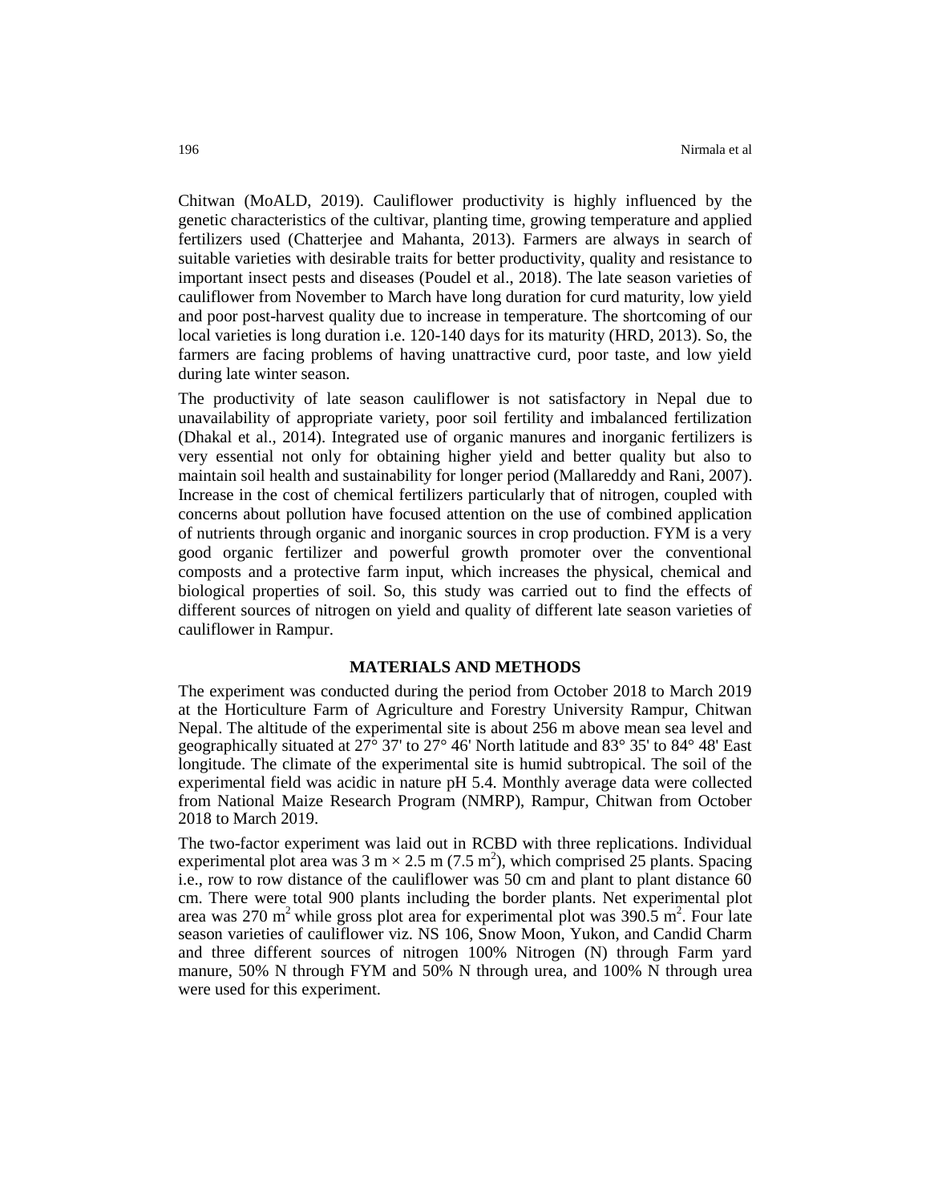Chitwan (MoALD, 2019). Cauliflower productivity is highly influenced by the genetic characteristics of the cultivar, planting time, growing temperature and applied fertilizers used (Chatterjee and Mahanta, 2013). Farmers are always in search of suitable varieties with desirable traits for better productivity, quality and resistance to important insect pests and diseases (Poudel et al., 2018). The late season varieties of cauliflower from November to March have long duration for curd maturity, low yield and poor post-harvest quality due to increase in temperature. The shortcoming of our local varieties is long duration i.e. 120-140 days for its maturity (HRD, 2013). So, the farmers are facing problems of having unattractive curd, poor taste, and low yield during late winter season.

The productivity of late season cauliflower is not satisfactory in Nepal due to unavailability of appropriate variety, poor soil fertility and imbalanced fertilization (Dhakal et al., 2014). Integrated use of organic manures and inorganic fertilizers is very essential not only for obtaining higher yield and better quality but also to maintain soil health and sustainability for longer period (Mallareddy and Rani, 2007). Increase in the cost of chemical fertilizers particularly that of nitrogen, coupled with concerns about pollution have focused attention on the use of combined application of nutrients through organic and inorganic sources in crop production. FYM is a very good organic fertilizer and powerful growth promoter over the conventional composts and a protective farm input, which increases the physical, chemical and biological properties of soil. So, this study was carried out to find the effects of different sources of nitrogen on yield and quality of different late season varieties of cauliflower in Rampur.

## MATERIALS AND METHODS

The experiment was conducted during the period from October 2018 to March 2019 at the Horticulture Farm of Agriculture and Forestry University Rampur, Chitwan Nepal. The altitude of the experimental site is about 256 m above mean sea level and geographically situated at 27° 37' to 27° 46' North latitude and 83° 35' to 84° 48' East longitude. The climate of the experimental site is humid subtropical. The soil of the experimental field was acidic in nature pH 5.4. Monthly average data were collected from National Maize Research Program (NMRP), Rampur, Chitwan from October 2018 to March 2019.

The two-factor experiment was laid out in RCBD with three replications. Individual experimental plot area was 3 m × 2.5 m (7.5 $m^2$), which comprised 25 plants. Spacing i.e., row to row distance of the cauliflower was 50 cm and plant to plant distance 60 cm. There were total 900 plants including the border plants. Net experimental plot area was 270 $m^2$ while gross plot area for experimental plot was 390.5 $m^2$. Four late season varieties of cauliflower viz. NS 106, Snow Moon, Yukon, and Candid Charm and three different sources of nitrogen 100% Nitrogen (N) through Farm yard manure, 50% N through FYM and 50% N through urea, and 100% N through urea were used for this experiment.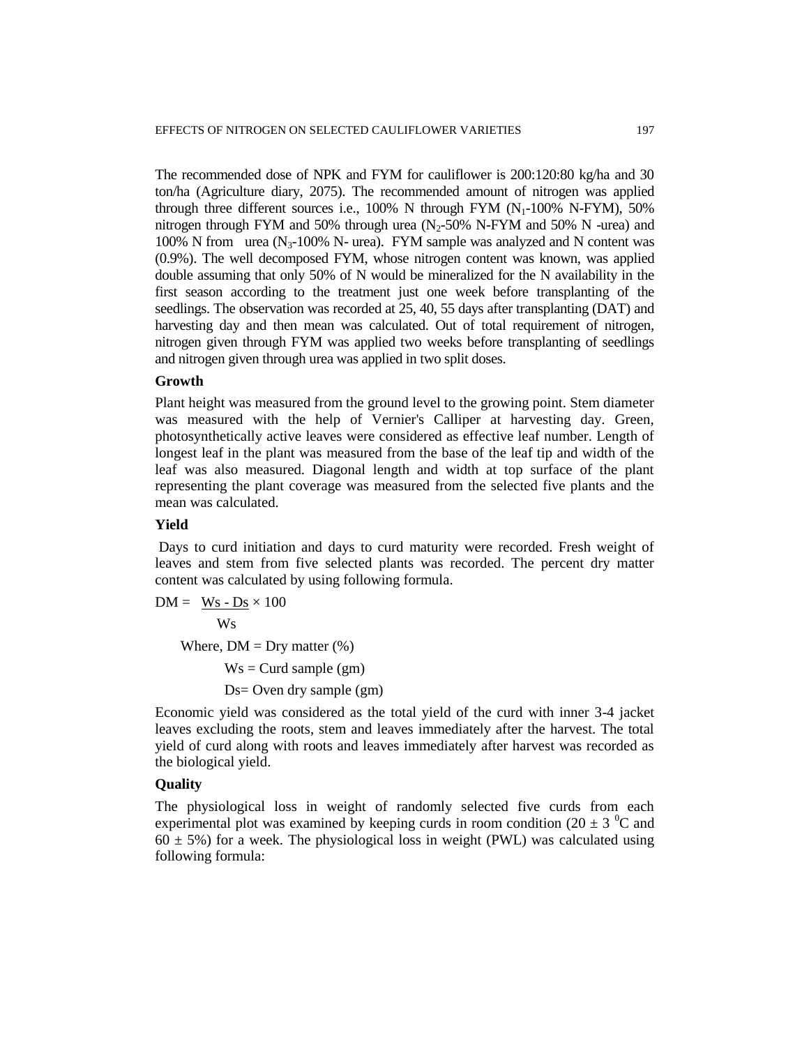The recommended dose of NPK and FYM for cauliflower is 200:120:80 kg/ha and 30 ton/ha (Agriculture diary, 2075). The recommended amount of nitrogen was applied through three different sources i.e., 100% N through FYM ($N_1$-100% N-FYM), 50% nitrogen through FYM and 50% through urea ($N_2$-50% N-FYM and 50% N -urea) and 100% N from urea ($N_3$-100% N- urea). FYM sample was analyzed and N content was (0.9%). The well decomposed FYM, whose nitrogen content was known, was applied double assuming that only 50% of N would be mineralized for the N availability in the first season according to the treatment just one week before transplanting of the seedlings. The observation was recorded at 25, 40, 55 days after transplanting (DAT) and harvesting day and then mean was calculated. Out of total requirement of nitrogen, nitrogen given through FYM was applied two weeks before transplanting of seedlings and nitrogen given through urea was applied in two split doses.

### Growth

Plant height was measured from the ground level to the growing point. Stem diameter was measured with the help of Vernier's Calliper at harvesting day. Green, photosynthetically active leaves were considered as effective leaf number. Length of longest leaf in the plant was measured from the base of the leaf tip and width of the leaf was also measured. Diagonal length and width at top surface of the plant representing the plant coverage was measured from the selected five plants and the mean was calculated.

### Yield

Days to curd initiation and days to curd maturity were recorded. Fresh weight of leaves and stem from five selected plants was recorded. The percent dry matter content was calculated by using following formula.

$$DM = \frac{Ws - Ds}{Ws} \times 100$$

Where, DM = Dry matter (%)

Ws = Curd sample (gm)

Ds= Oven dry sample (gm)

Economic yield was considered as the total yield of the curd with inner 3-4 jacket leaves excluding the roots, stem and leaves immediately after the harvest. The total yield of curd along with roots and leaves immediately after harvest was recorded as the biological yield.

### Quality

The physiological loss in weight of randomly selected five curds from each experimental plot was examined by keeping curds in room condition ($20 \pm 3$ $^0$C and $60 \pm 5\%$) for a week. The physiological loss in weight (PWL) was calculated using following formula: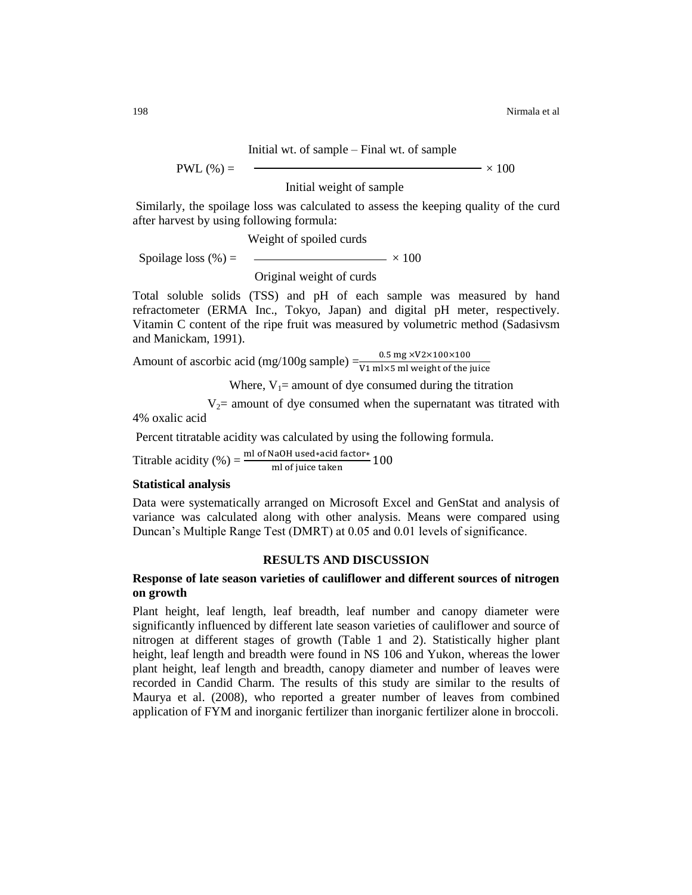$$\text{PWL (\%)} = \frac{\text{Initial wt. of sample} - \text{Final wt. of sample}}{\text{Initial weight of sample}} \times 100$$

Similarly, the spoilage loss was calculated to assess the keeping quality of the curd after harvest by using following formula:

$$\text{Spoilage loss (\%)} = \frac{\text{Weight of spoiled curds}}{\text{Original weight of curds}} \times 100$$

Total soluble solids (TSS) and pH of each sample was measured by hand refractometer (ERMA Inc., Tokyo, Japan) and digital pH meter, respectively. Vitamin C content of the ripe fruit was measured by volumetric method (Sadasivsm and Manickam, 1991).

$$\text{Amount of ascorbic acid (mg/100g sample)} = \frac{0.5 \text{ mg} \times V2 \times 100 \times 100}{V1 \text{ ml} \times 5 \text{ ml weight of the juice}}$$

Where, $V_1$= amount of dye consumed during the titration

$V_2$= amount of dye consumed when the supernatant was titrated with 4% oxalic acid

Percent titratable acidity was calculated by using the following formula.

$$\text{Titrable acidity (\%)} = \frac{\text{ml of NaOH used} * \text{acid factor} *}{\text{ml of juice taken}} 100$$

### Statistical analysis

Data were systematically arranged on Microsoft Excel and GenStat and analysis of variance was calculated along with other analysis. Means were compared using Duncan's Multiple Range Test (DMRT) at 0.05 and 0.01 levels of significance.

## RESULTS AND DISCUSSION

### Response of late season varieties of cauliflower and different sources of nitrogen on growth

Plant height, leaf length, leaf breadth, leaf number and canopy diameter were significantly influenced by different late season varieties of cauliflower and source of nitrogen at different stages of growth (Table 1 and 2). Statistically higher plant height, leaf length and breadth were found in NS 106 and Yukon, whereas the lower plant height, leaf length and breadth, canopy diameter and number of leaves were recorded in Candid Charm. The results of this study are similar to the results of Maurya et al. (2008), who reported a greater number of leaves from combined application of FYM and inorganic fertilizer than inorganic fertilizer alone in broccoli.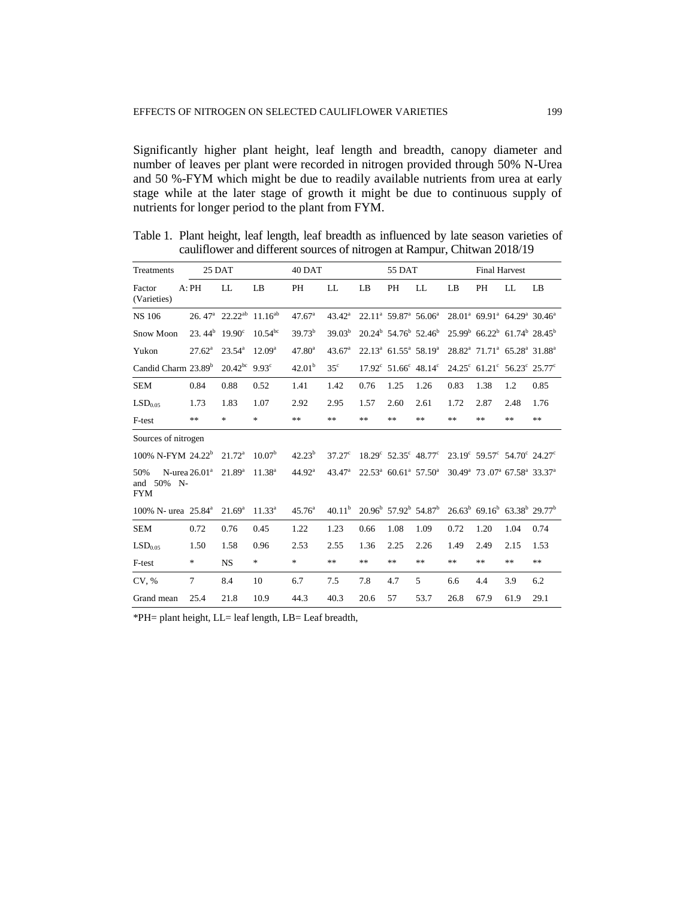Significantly higher plant height, leaf length and breadth, canopy diameter and number of leaves per plant were recorded in nitrogen provided through 50% N-Urea and 50 %-FYM which might be due to readily available nutrients from urea at early stage while at the later stage of growth it might be due to continuous supply of nutrients for longer period to the plant from FYM.

Table 1. Plant height, leaf length, leaf breadth as influenced by late season varieties of cauliflower and different sources of nitrogen at Rampur, Chitwan 2018/19

| Treatments | 25 DAT | | | 40 DAT | | | 55 DAT | | | Final Harvest | | |
|---|---|---|---|---|---|---|---|---|---|---|---|---|
| Factor A: (Varieties) | PH | LL | LB | PH | LL | LB | PH | LL | LB | PH | LL | LB |
| NS 106 | 26. 47[a] | 22.22[ab] | 11.16[ab] | 47.67[a] | 43.42[a] | 22.11[a] | 59.87[a] | 56.06[a] | 28.01[a] | 69.91[a] | 64.29[a] | 30.46[a] |
| Snow Moon | 23. 44[b] | 19.90[c] | 10.54[bc] | 39.73[b] | 39.03[b] | 20.24[b] | 54.76[b] | 52.46[b] | 25.99[b] | 66.22[b] | 61.74[b] | 28.45[b] |
| Yukon | 27.62[a] | 23.54[a] | 12.09[a] | 47.80[a] | 43.67[a] | 22.13[a] | 61.55[a] | 58.19[a] | 28.82[a] | 71.71[a] | 65.28[a] | 31.88[a] |
| Candid Charm | 23.89[b] | 20.42[bc] | 9.93[c] | 42.01[b] | 35[c] | 17.92[c] | 51.66[c] | 48.14[c] | 24.25[c] | 61.21[c] | 56.23[c] | 25.77[c] |
| SEM | 0.84 | 0.88 | 0.52 | 1.41 | 1.42 | 0.76 | 1.25 | 1.26 | 0.83 | 1.38 | 1.2 | 0.85 |
| $LSD_{0.05}$ | 1.73 | 1.83 | 1.07 | 2.92 | 2.95 | 1.57 | 2.60 | 2.61 | 1.72 | 2.87 | 2.48 | 1.76 |
| F-test | ** | * | * | ** | ** | ** | ** | ** | ** | ** | ** | ** |
| Sources of nitrogen | | | | | | | | | | | | |
| 100% N-FYM | 24.22[b] | 21.72[a] | 10.07[b] | 42.23[b] | 37.27[c] | 18.29[c] | 52.35[c] | 48.77[c] | 23.19[c] | 59.57[c] | 54.70[c] | 24.27[c] |
| 50% N-urea and 50% N-FYM | 26.01[a] | 21.89[a] | 11.38[a] | 44.92[a] | 43.47[a] | 22.53[a] | 60.61[a] | 57.50[a] | 30.49[a] | 73 .07[a] | 67.58[a] | 33.37[a] |
| 100% N- urea | 25.84[a] | 21.69[a] | 11.33[a] | 45.76[a] | 40.11[b] | 20.96[b] | 57.92[b] | 54.87[b] | 26.63[b] | 69.16[b] | 63.38[b] | 29.77[b] |
| SEM | 0.72 | 0.76 | 0.45 | 1.22 | 1.23 | 0.66 | 1.08 | 1.09 | 0.72 | 1.20 | 1.04 | 0.74 |
| $LSD_{0.05}$ | 1.50 | 1.58 | 0.96 | 2.53 | 2.55 | 1.36 | 2.25 | 2.26 | 1.49 | 2.49 | 2.15 | 1.53 |
| F-test | * | NS | * | * | ** | ** | ** | ** | ** | ** | ** | ** |
| CV, % | 7 | 8.4 | 10 | 6.7 | 7.5 | 7.8 | 4.7 | 5 | 6.6 | 4.4 | 3.9 | 6.2 |
| Grand mean | 25.4 | 21.8 | 10.9 | 44.3 | 40.3 | 20.6 | 57 | 53.7 | 26.8 | 67.9 | 61.9 | 29.1 |

*PH= plant height, LL= leaf length, LB= Leaf breadth,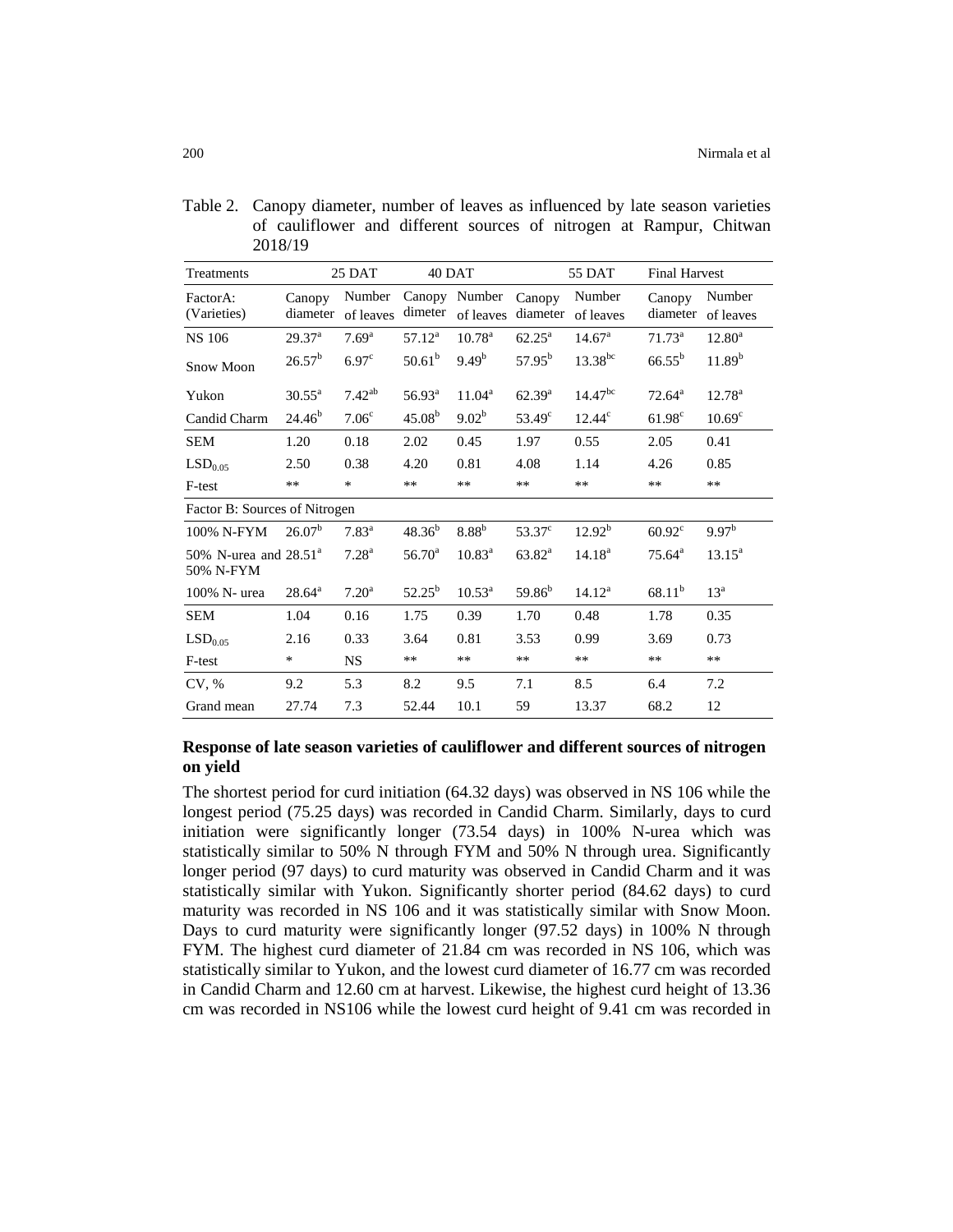Table 2. Canopy diameter, number of leaves as influenced by late season varieties of cauliflower and different sources of nitrogen at Rampur, Chitwan 2018/19

| Treatments | 25 DAT | | 40 DAT | | 55 DAT | | Final Harvest | |
|---|---|---|---|---|---|---|---|---|
| FactorA: (Varieties) | Canopy diameter | Number of leaves | Canopy dimeter | Number of leaves | Canopy diameter | Number of leaves | Canopy diameter | Number of leaves |
| NS 106 | 29.37[a] | 7.69[a] | 57.12[a] | 10.78[a] | 62.25[a] | 14.67[a] | 71.73[a] | 12.80[a] |
| Snow Moon | 26.57[b] | 6.97[c] | 50.61[b] | 9.49[b] | 57.95[b] | 13.38[bc] | 66.55[b] | 11.89[b] |
| Yukon | 30.55[a] | 7.42[ab] | 56.93[a] | 11.04[a] | 62.39[a] | 14.47[bc] | 72.64[a] | 12.78[a] |
| Candid Charm | 24.46[b] | 7.06[c] | 45.08[b] | 9.02[b] | 53.49[c] | 12.44[c] | 61.98[c] | 10.69[c] |
| SEM | 1.20 | 0.18 | 2.02 | 0.45 | 1.97 | 0.55 | 2.05 | 0.41 |
| $LSD_{0.05}$ | 2.50 | 0.38 | 4.20 | 0.81 | 4.08 | 1.14 | 4.26 | 0.85 |
| F-test | ** | * | ** | ** | ** | ** | ** | ** |
| Factor B: Sources of Nitrogen | | | | | | | | |
| 100% N-FYM | 26.07[b] | 7.83[a] | 48.36[b] | 8.88[b] | 53.37[c] | 12.92[b] | 60.92[c] | 9.97[b] |
| 50% N-urea and 50% N-FYM | 28.51[a] | 7.28[a] | 56.70[a] | 10.83[a] | 63.82[a] | 14.18[a] | 75.64[a] | 13.15[a] |
| 100% N- urea | 28.64[a] | 7.20[a] | 52.25[b] | 10.53[a] | 59.86[b] | 14.12[a] | 68.11[b] | 13[a] |
| SEM | 1.04 | 0.16 | 1.75 | 0.39 | 1.70 | 0.48 | 1.78 | 0.35 |
| $LSD_{0.05}$ | 2.16 | 0.33 | 3.64 | 0.81 | 3.53 | 0.99 | 3.69 | 0.73 |
| F-test | * | NS | ** | ** | ** | ** | ** | ** |
| CV, % | 9.2 | 5.3 | 8.2 | 9.5 | 7.1 | 8.5 | 6.4 | 7.2 |
| Grand mean | 27.74 | 7.3 | 52.44 | 10.1 | 59 | 13.37 | 68.2 | 12 |

### Response of late season varieties of cauliflower and different sources of nitrogen on yield

The shortest period for curd initiation (64.32 days) was observed in NS 106 while the longest period (75.25 days) was recorded in Candid Charm. Similarly, days to curd initiation were significantly longer (73.54 days) in 100% N-urea which was statistically similar to 50% N through FYM and 50% N through urea. Significantly longer period (97 days) to curd maturity was observed in Candid Charm and it was statistically similar with Yukon. Significantly shorter period (84.62 days) to curd maturity was recorded in NS 106 and it was statistically similar with Snow Moon. Days to curd maturity were significantly longer (97.52 days) in 100% N through FYM. The highest curd diameter of 21.84 cm was recorded in NS 106, which was statistically similar to Yukon, and the lowest curd diameter of 16.77 cm was recorded in Candid Charm and 12.60 cm at harvest. Likewise, the highest curd height of 13.36 cm was recorded in NS106 while the lowest curd height of 9.41 cm was recorded in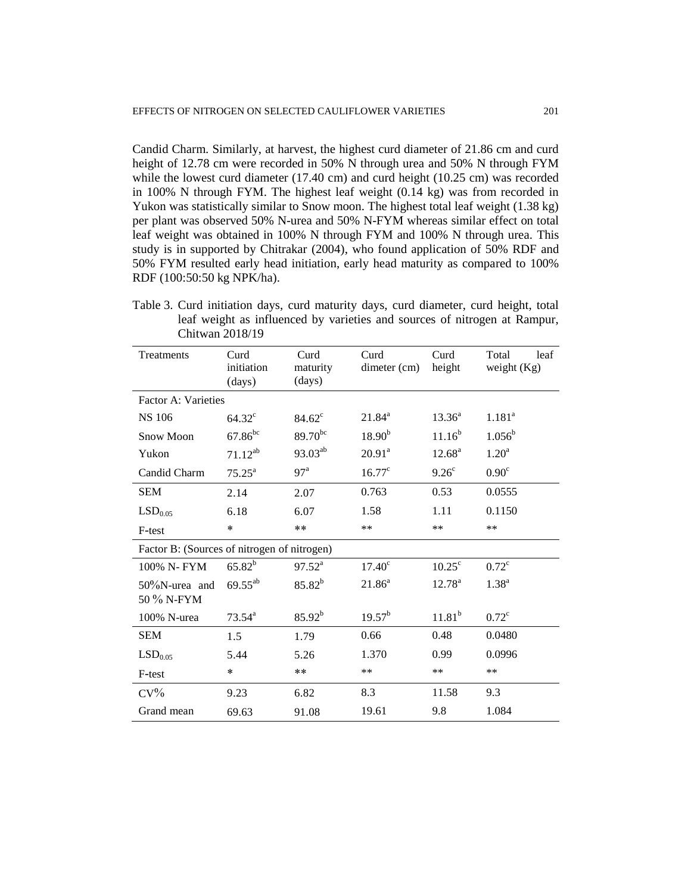Candid Charm. Similarly, at harvest, the highest curd diameter of 21.86 cm and curd height of 12.78 cm were recorded in 50% N through urea and 50% N through FYM while the lowest curd diameter (17.40 cm) and curd height (10.25 cm) was recorded in 100% N through FYM. The highest leaf weight (0.14 kg) was from recorded in Yukon was statistically similar to Snow moon. The highest total leaf weight (1.38 kg) per plant was observed 50% N-urea and 50% N-FYM whereas similar effect on total leaf weight was obtained in 100% N through FYM and 100% N through urea. This study is in supported by Chitrakar (2004), who found application of 50% RDF and 50% FYM resulted early head initiation, early head maturity as compared to 100% RDF (100:50:50 kg NPK/ha).

Table 3. Curd initiation days, curd maturity days, curd diameter, curd height, total leaf weight as influenced by varieties and sources of nitrogen at Rampur, Chitwan 2018/19

| Treatments | Curd initiation (days) | Curd maturity (days) | Curd dimeter (cm) | Curd height | Total leaf weight (Kg) |
|---|---|---|---|---|---|
| Factor A: Varieties | | | | | |
| NS 106 | 64.32[c] | 84.62[c] | 21.84[a] | 13.36[a] | 1.181[a] |
| Snow Moon | 67.86[bc] | 89.70[bc] | 18.90[b] | 11.16[b] | 1.056[b] |
| Yukon | 71.12[ab] | 93.03[ab] | 20.91[a] | 12.68[a] | 1.20[a] |
| Candid Charm | 75.25[a] | 97[a] | 16.77[c] | 9.26[c] | 0.90[c] |
| SEM | 2.14 | 2.07 | 0.763 | 0.53 | 0.0555 |
| $LSD_{0.05}$ | 6.18 | 6.07 | 1.58 | 1.11 | 0.1150 |
| F-test | * | ** | ** | ** | ** |
| Factor B: (Sources of nitrogen of nitrogen) | | | | | |
| 100% N- FYM | 65.82[b] | 97.52[a] | 17.40[c] | 10.25[c] | 0.72[c] |
| 50%N-urea and 50 % N-FYM | 69.55[ab] | 85.82[b] | 21.86[a] | 12.78[a] | 1.38[a] |
| 100% N-urea | 73.54[a] | 85.92[b] | 19.57[b] | 11.81[b] | 0.72[c] |
| SEM | 1.5 | 1.79 | 0.66 | 0.48 | 0.0480 |
| $LSD_{0.05}$ | 5.44 | 5.26 | 1.370 | 0.99 | 0.0996 |
| F-test | * | ** | ** | ** | ** |
| CV% | 9.23 | 6.82 | 8.3 | 11.58 | 9.3 |
| Grand mean | 69.63 | 91.08 | 19.61 | 9.8 | 1.084 |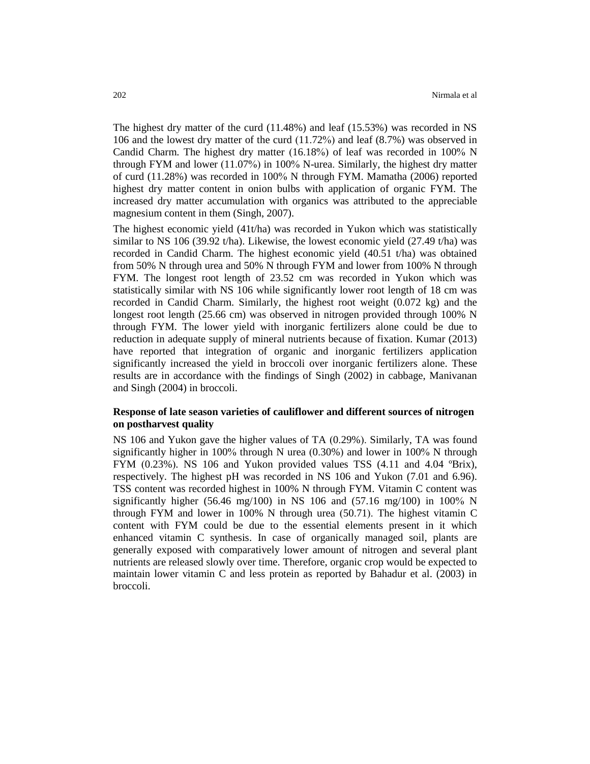The highest dry matter of the curd (11.48%) and leaf (15.53%) was recorded in NS 106 and the lowest dry matter of the curd (11.72%) and leaf (8.7%) was observed in Candid Charm. The highest dry matter (16.18%) of leaf was recorded in 100% N through FYM and lower (11.07%) in 100% N-urea. Similarly, the highest dry matter of curd (11.28%) was recorded in 100% N through FYM. Mamatha (2006) reported highest dry matter content in onion bulbs with application of organic FYM. The increased dry matter accumulation with organics was attributed to the appreciable magnesium content in them (Singh, 2007).

The highest economic yield (41t/ha) was recorded in Yukon which was statistically similar to NS 106 (39.92 t/ha). Likewise, the lowest economic yield (27.49 t/ha) was recorded in Candid Charm. The highest economic yield (40.51 t/ha) was obtained from 50% N through urea and 50% N through FYM and lower from 100% N through FYM. The longest root length of 23.52 cm was recorded in Yukon which was statistically similar with NS 106 while significantly lower root length of 18 cm was recorded in Candid Charm. Similarly, the highest root weight (0.072 kg) and the longest root length (25.66 cm) was observed in nitrogen provided through 100% N through FYM. The lower yield with inorganic fertilizers alone could be due to reduction in adequate supply of mineral nutrients because of fixation. Kumar (2013) have reported that integration of organic and inorganic fertilizers application significantly increased the yield in broccoli over inorganic fertilizers alone. These results are in accordance with the findings of Singh (2002) in cabbage, Manivanan and Singh (2004) in broccoli.

**Response of late season varieties of cauliflower and different sources of nitrogen on postharvest quality**

NS 106 and Yukon gave the higher values of TA (0.29%). Similarly, TA was found significantly higher in 100% through N urea (0.30%) and lower in 100% N through FYM (0.23%). NS 106 and Yukon provided values TSS (4.11 and 4.04 ºBrix), respectively. The highest pH was recorded in NS 106 and Yukon (7.01 and 6.96). TSS content was recorded highest in 100% N through FYM. Vitamin C content was significantly higher (56.46 mg/100) in NS 106 and (57.16 mg/100) in 100% N through FYM and lower in 100% N through urea (50.71). The highest vitamin C content with FYM could be due to the essential elements present in it which enhanced vitamin C synthesis. In case of organically managed soil, plants are generally exposed with comparatively lower amount of nitrogen and several plant nutrients are released slowly over time. Therefore, organic crop would be expected to maintain lower vitamin C and less protein as reported by Bahadur et al. (2003) in broccoli.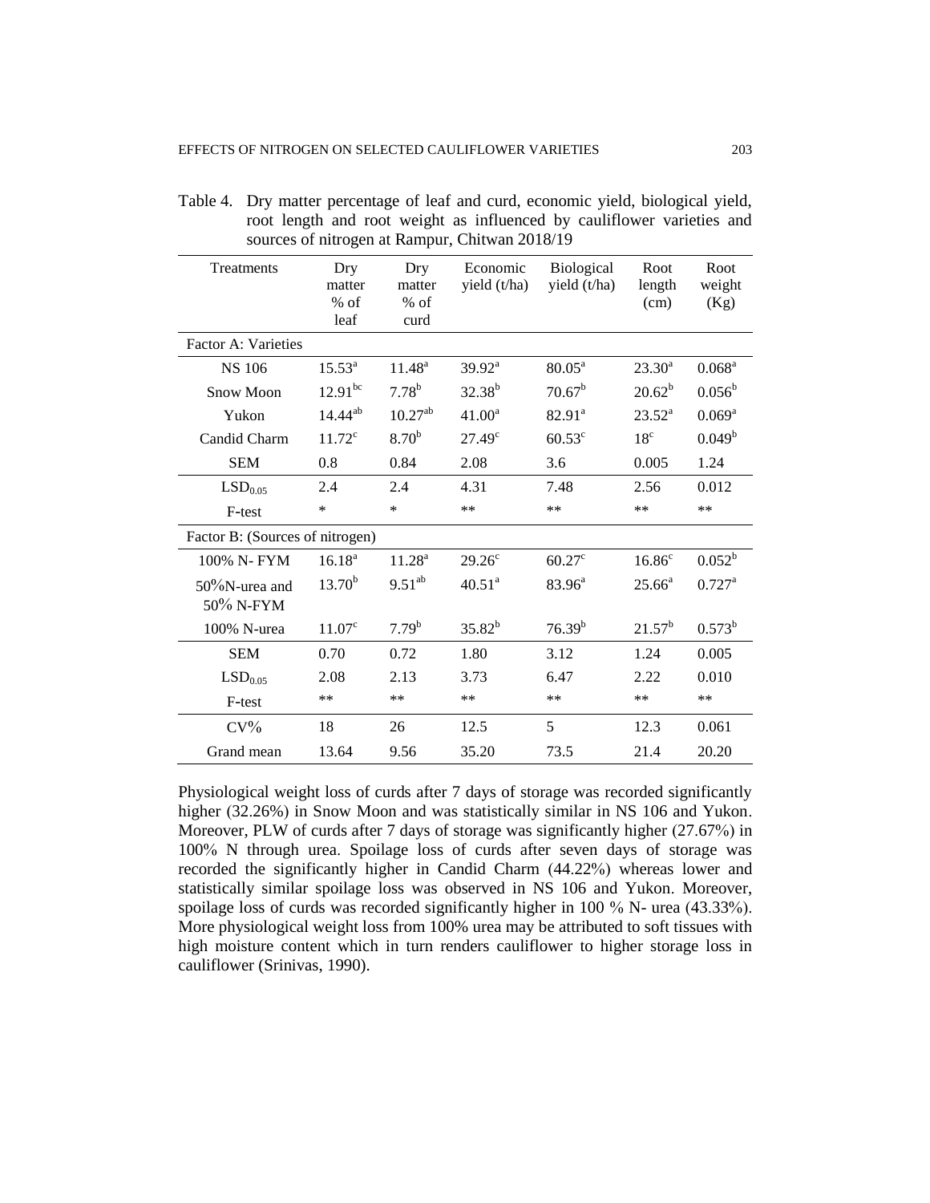Table 4. Dry matter percentage of leaf and curd, economic yield, biological yield, root length and root weight as influenced by cauliflower varieties and sources of nitrogen at Rampur, Chitwan 2018/19

| Treatments | Dry matter % of leaf | Dry matter % of curd | Economic yield (t/ha) | Biological yield (t/ha) | Root length (cm) | Root weight (Kg) |
|---|---|---|---|---|---|---|
| Factor A: Varieties | | | | | | |
| NS 106 | 15.53[a] | 11.48[a] | 39.92[a] | 80.05[a] | 23.30[a] | 0.068[a] |
| Snow Moon | 12.91[bc] | 7.78[b] | 32.38[b] | 70.67[b] | 20.62[b] | 0.056[b] |
| Yukon | 14.44[ab] | 10.27[ab] | 41.00[a] | 82.91[a] | 23.52[a] | 0.069[a] |
| Candid Charm | 11.72[c] | 8.70[b] | 27.49[c] | 60.53[c] | 18[c] | 0.049[b] |
| SEM | 0.8 | 0.84 | 2.08 | 3.6 | 0.005 | 1.24 |
| $LSD_{0.05}$ | 2.4 | 2.4 | 4.31 | 7.48 | 2.56 | 0.012 |
| F-test | * | * | ** | ** | ** | ** |
| Factor B: (Sources of nitrogen) | | | | | | |
| 100% N- FYM | 16.18[a] | 11.28[a] | 29.26[c] | 60.27[c] | 16.86[c] | 0.052[b] |
| 50%N-urea and 50% N-FYM | 13.70[b] | 9.51[ab] | 40.51[a] | 83.96[a] | 25.66[a] | 0.727[a] |
| 100% N-urea | 11.07[c] | 7.79[b] | 35.82[b] | 76.39[b] | 21.57[b] | 0.573[b] |
| SEM | 0.70 | 0.72 | 1.80 | 3.12 | 1.24 | 0.005 |
| $LSD_{0.05}$ | 2.08 | 2.13 | 3.73 | 6.47 | 2.22 | 0.010 |
| F-test | ** | ** | ** | ** | ** | ** |
| CV% | 18 | 26 | 12.5 | 5 | 12.3 | 0.061 |
| Grand mean | 13.64 | 9.56 | 35.20 | 73.5 | 21.4 | 20.20 |

Physiological weight loss of curds after 7 days of storage was recorded significantly higher (32.26%) in Snow Moon and was statistically similar in NS 106 and Yukon. Moreover, PLW of curds after 7 days of storage was significantly higher (27.67%) in 100% N through urea. Spoilage loss of curds after seven days of storage was recorded the significantly higher in Candid Charm (44.22%) whereas lower and statistically similar spoilage loss was observed in NS 106 and Yukon. Moreover, spoilage loss of curds was recorded significantly higher in 100 % N- urea (43.33%). More physiological weight loss from 100% urea may be attributed to soft tissues with high moisture content which in turn renders cauliflower to higher storage loss in cauliflower (Srinivas, 1990).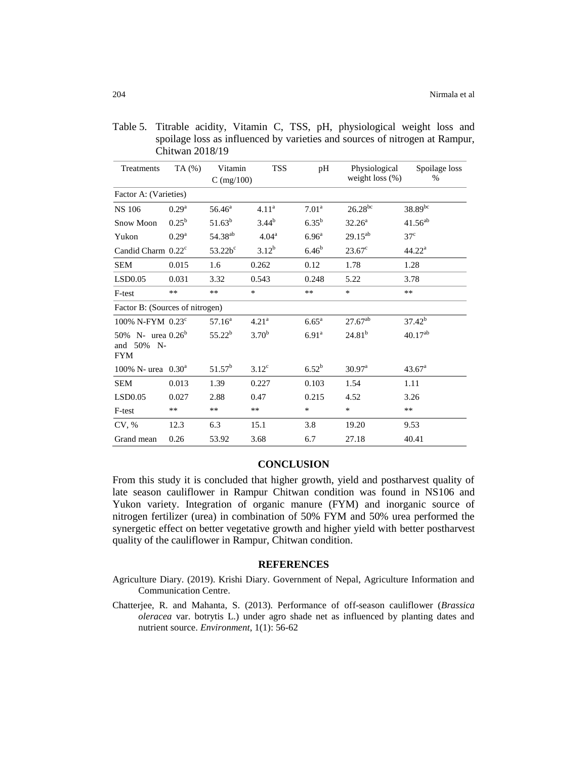Table 5. Titrable acidity, Vitamin C, TSS, pH, physiological weight loss and spoilage loss as influenced by varieties and sources of nitrogen at Rampur, Chitwan 2018/19

| Treatments | TA (%) | Vitamin C (mg/100) | TSS | pH | Physiological weight loss (%) | Spoilage loss % |
|---|---|---|---|---|---|---|
| Factor A: (Varieties) | | | | | | |
| NS 106 | $0.29^{a}$ | $56.46^{a}$ | $4.11^{a}$ | $7.01^{a}$ | $26.28^{bc}$ | $38.89^{bc}$ |
| Snow Moon | $0.25^{b}$ | $51.63^{b}$ | $3.44^{b}$ | $6.35^{b}$ | $32.26^{a}$ | $41.56^{ab}$ |
| Yukon | $0.29^{a}$ | $54.38^{ab}$ | $4.04^{a}$ | $6.96^{a}$ | $29.15^{ab}$ | $37^{c}$ |
| Candid Charm | $0.22^{c}$ | $53.22b^{c}$ | $3.12^{b}$ | $6.46^{b}$ | $23.67^{c}$ | $44.22^{a}$ |
| SEM | 0.015 | 1.6 | 0.262 | 0.12 | 1.78 | 1.28 |
| LSD0.05 | 0.031 | 3.32 | 0.543 | 0.248 | 5.22 | 3.78 |
| F-test | ** | ** | * | ** | * | ** |
| Factor B: (Sources of nitrogen) | | | | | | |
| 100% N-FYM | $0.23^{c}$ | $57.16^{a}$ | $4.21^{a}$ | $6.65^{a}$ | $27.67^{ab}$ | $37.42^{b}$ |
| 50% N- urea and 50% N-FYM | $0.26^{b}$ | $55.22^{b}$ | $3.70^{b}$ | $6.91^{a}$ | $24.81^{b}$ | $40.17^{ab}$ |
| 100% N- urea | $0.30^{a}$ | $51.57^{b}$ | $3.12^{c}$ | $6.52^{b}$ | $30.97^{a}$ | $43.67^{a}$ |
| SEM | 0.013 | 1.39 | 0.227 | 0.103 | 1.54 | 1.11 |
| LSD0.05 | 0.027 | 2.88 | 0.47 | 0.215 | 4.52 | 3.26 |
| F-test | ** | ** | ** | * | * | ** |
| CV, % | 12.3 | 6.3 | 15.1 | 3.8 | 19.20 | 9.53 |
| Grand mean | 0.26 | 53.92 | 3.68 | 6.7 | 27.18 | 40.41 |

## CONCLUSION

From this study it is concluded that higher growth, yield and postharvest quality of late season cauliflower in Rampur Chitwan condition was found in NS106 and Yukon variety. Integration of organic manure (FYM) and inorganic source of nitrogen fertilizer (urea) in combination of 50% FYM and 50% urea performed the synergetic effect on better vegetative growth and higher yield with better postharvest quality of the cauliflower in Rampur, Chitwan condition.

## REFERENCES

Agriculture Diary. (2019). Krishi Diary. Government of Nepal, Agriculture Information and Communication Centre.

Chatterjee, R. and Mahanta, S. (2013). Performance of off-season cauliflower (*Brassica oleracea* var. botrytis L.) under agro shade net as influenced by planting dates and nutrient source. *Environment*, 1(1): 56-62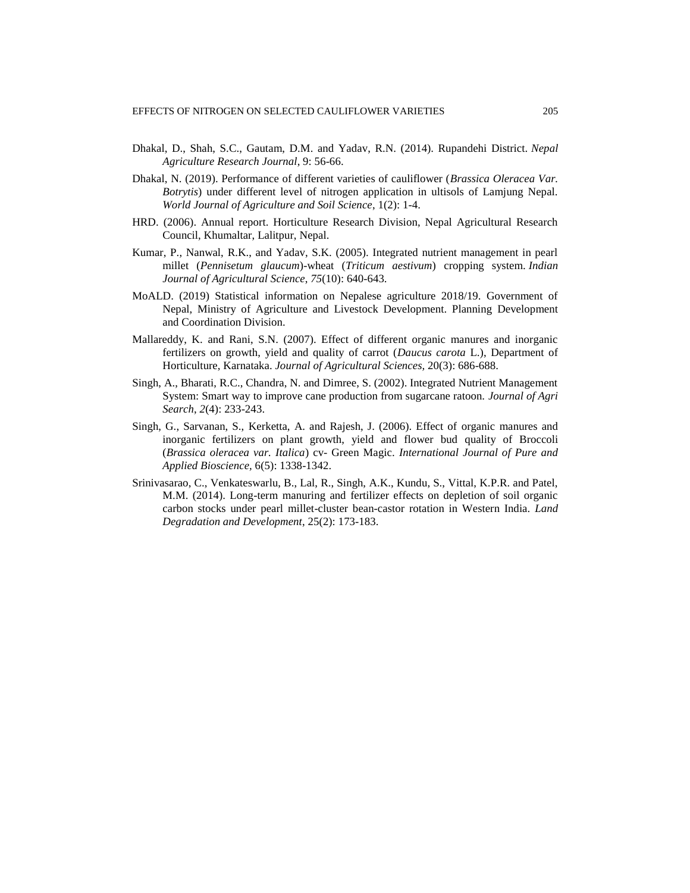Dhakal, D., Shah, S.C., Gautam, D.M. and Yadav, R.N. (2014). Rupandehi District. *Nepal Agriculture Research Journal*, 9: 56-66.

Dhakal, N. (2019). Performance of different varieties of cauliflower (*Brassica Oleracea Var. Botrytis*) under different level of nitrogen application in ultisols of Lamjung Nepal. *World Journal of Agriculture and Soil Science*, 1(2): 1-4.

HRD. (2006). Annual report. Horticulture Research Division, Nepal Agricultural Research Council, Khumaltar, Lalitpur, Nepal.

Kumar, P., Nanwal, R.K., and Yadav, S.K. (2005). Integrated nutrient management in pearl millet (*Pennisetum glaucum*)-wheat (*Triticum aestivum*) cropping system. *Indian Journal of Agricultural Science*, *75*(10): 640-643.

MoALD. (2019) Statistical information on Nepalese agriculture 2018/19. Government of Nepal, Ministry of Agriculture and Livestock Development. Planning Development and Coordination Division.

Mallareddy, K. and Rani, S.N. (2007). Effect of different organic manures and inorganic fertilizers on growth, yield and quality of carrot (*Daucus carota* L.), Department of Horticulture, Karnataka. *Journal of Agricultural Sciences,* 20(3): 686-688.

Singh, A., Bharati, R.C., Chandra, N. and Dimree, S. (2002). Integrated Nutrient Management System: Smart way to improve cane production from sugarcane ratoon. *Journal of Agri Search*, *2*(4): 233-243.

Singh, G., Sarvanan, S., Kerketta, A. and Rajesh, J. (2006). Effect of organic manures and inorganic fertilizers on plant growth, yield and flower bud quality of Broccoli (*Brassica oleracea var. Italica*) cv- Green Magic. *International Journal of Pure and Applied Bioscience,* 6(5): 1338-1342.

Srinivasarao, C., Venkateswarlu, B., Lal, R., Singh, A.K., Kundu, S., Vittal, K.P.R. and Patel, M.M. (2014). Long-term manuring and fertilizer effects on depletion of soil organic carbon stocks under pearl millet-cluster bean-castor rotation in Western India. *Land Degradation and Development*, 25(2): 173-183.